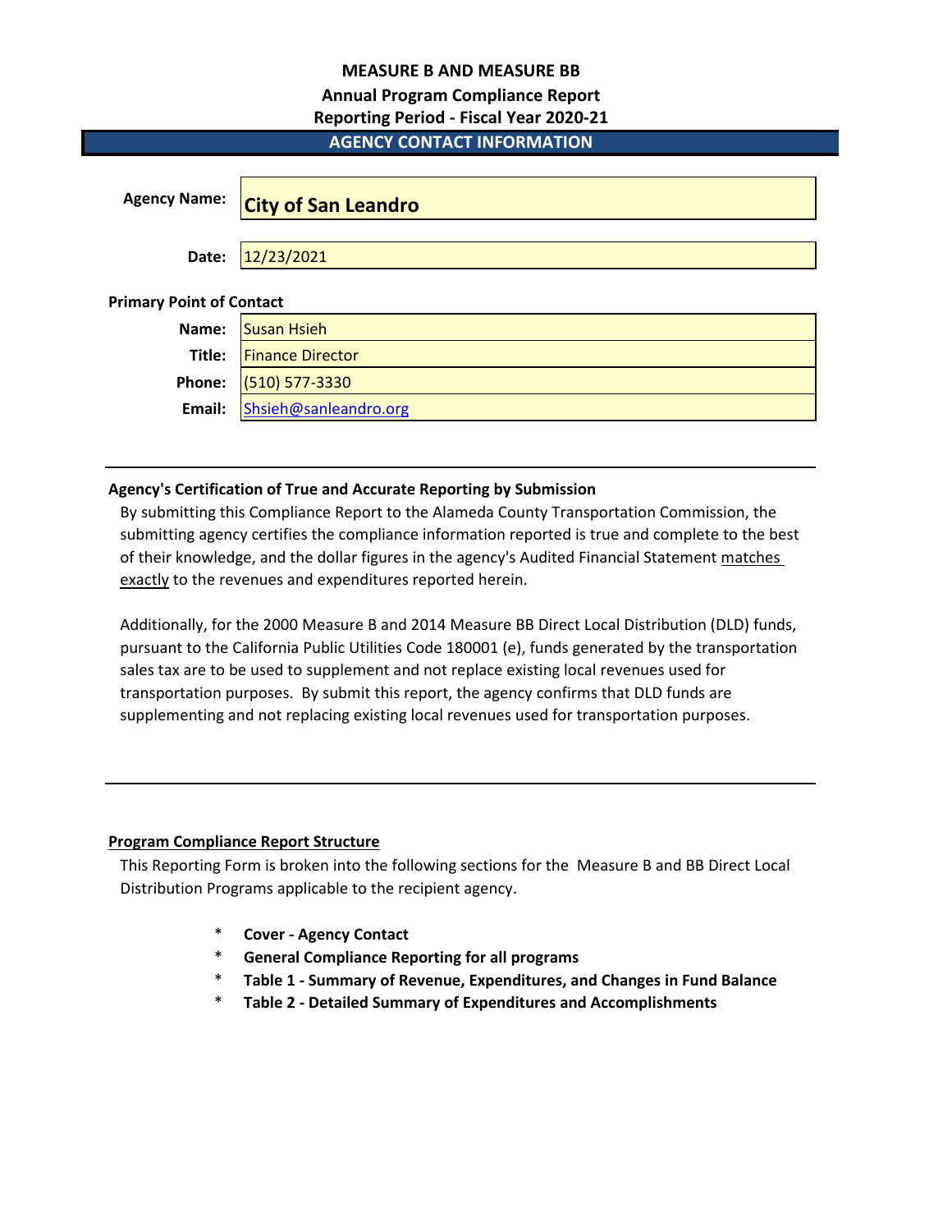# MEASURE B AND MEASURE BB

## Annual Program Compliance Report

## Reporting Period - Fiscal Year 2020-21

### AGENCY CONTACT INFORMATION

| | |
|---|---|
| **Agency Name:** | **City of San Leandro** |
| **Date:** | 12/23/2021 |

**Primary Point of Contact**

| | |
|---|---|
| **Name:** | Susan Hsieh |
| **Title:** | Finance Director |
| **Phone:** | (510) 577-3330 |
| **Email:** | Shsieh@sanleandro.org |

---

**Agency's Certification of True and Accurate Reporting by Submission**

By submitting this Compliance Report to the Alameda County Transportation Commission, the submitting agency certifies the compliance information reported is true and complete to the best of their knowledge, and the dollar figures in the agency's Audited Financial Statement matches exactly to the revenues and expenditures reported herein.

Additionally, for the 2000 Measure B and 2014 Measure BB Direct Local Distribution (DLD) funds, pursuant to the California Public Utilities Code 180001 (e), funds generated by the transportation sales tax are to be used to supplement and not replace existing local revenues used for transportation purposes. By submit this report, the agency confirms that DLD funds are supplementing and not replacing existing local revenues used for transportation purposes.

---

**Program Compliance Report Structure**

This Reporting Form is broken into the following sections for the Measure B and BB Direct Local Distribution Programs applicable to the recipient agency.

* **Cover - Agency Contact**
* **General Compliance Reporting for all programs**
* **Table 1 - Summary of Revenue, Expenditures, and Changes in Fund Balance**
* **Table 2 - Detailed Summary of Expenditures and Accomplishments**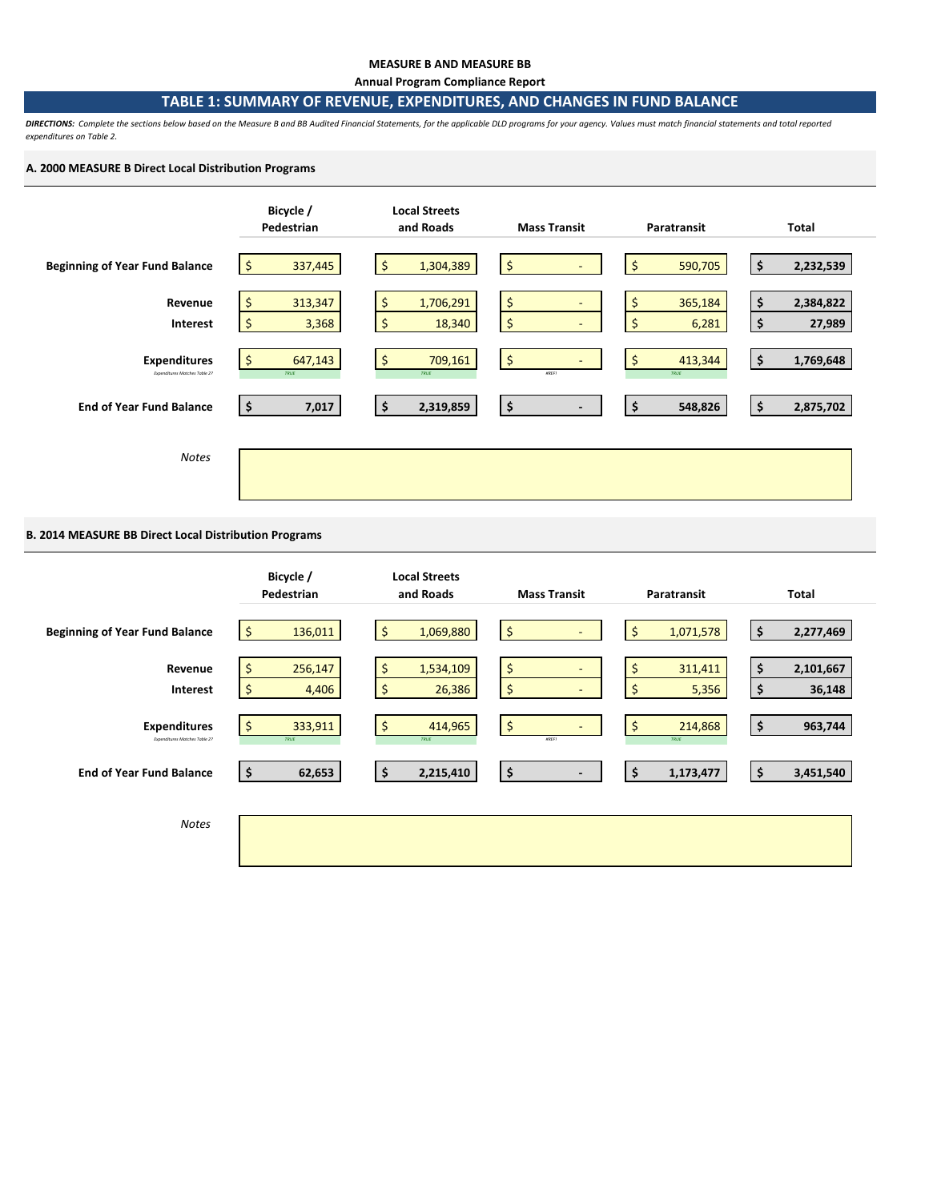**MEASURE B AND MEASURE BB**

**Annual Program Compliance Report**

## TABLE 1: SUMMARY OF REVENUE, EXPENDITURES, AND CHANGES IN FUND BALANCE

***DIRECTIONS:*** *Complete the sections below based on the Measure B and BB Audited Financial Statements, for the applicable DLD programs for your agency. Values must match financial statements and total reported expenditures on Table 2.*

### A. 2000 MEASURE B Direct Local Distribution Programs

| | Bicycle / Pedestrian | Local Streets and Roads | Mass Transit | Paratransit | Total |
|---|---|---|---|---|---|
| **Beginning of Year Fund Balance** | $ 337,445 | $ 1,304,389 | $ - | $ 590,705 | **$ 2,232,539** |
| **Revenue** | $ 313,347 | $ 1,706,291 | $ - | $ 365,184 | **$ 2,384,822** |
| **Interest** | $ 3,368 | $ 18,340 | $ - | $ 6,281 | **$ 27,989** |
| **Expenditures** | $ 647,143 | $ 709,161 | $ - | $ 413,344 | **$ 1,769,648** |
| *Expenditures Matches Table 2?* | TRUE | TRUE | #REF! | TRUE | |
| **End of Year Fund Balance** | **$ 7,017** | **$ 2,319,859** | **$ -** | **$ 548,826** | **$ 2,875,702** |

*Notes*

### B. 2014 MEASURE BB Direct Local Distribution Programs

| | Bicycle / Pedestrian | Local Streets and Roads | Mass Transit | Paratransit | Total |
|---|---|---|---|---|---|
| **Beginning of Year Fund Balance** | $ 136,011 | $ 1,069,880 | $ - | $ 1,071,578 | **$ 2,277,469** |
| **Revenue** | $ 256,147 | $ 1,534,109 | $ - | $ 311,411 | **$ 2,101,667** |
| **Interest** | $ 4,406 | $ 26,386 | $ - | $ 5,356 | **$ 36,148** |
| **Expenditures** | $ 333,911 | $ 414,965 | $ - | $ 214,868 | **$ 963,744** |
| *Expenditures Matches Table 2?* | TRUE | TRUE | #REF! | TRUE | |
| **End of Year Fund Balance** | **$ 62,653** | **$ 2,215,410** | **$ -** | **$ 1,173,477** | **$ 3,451,540** |

*Notes*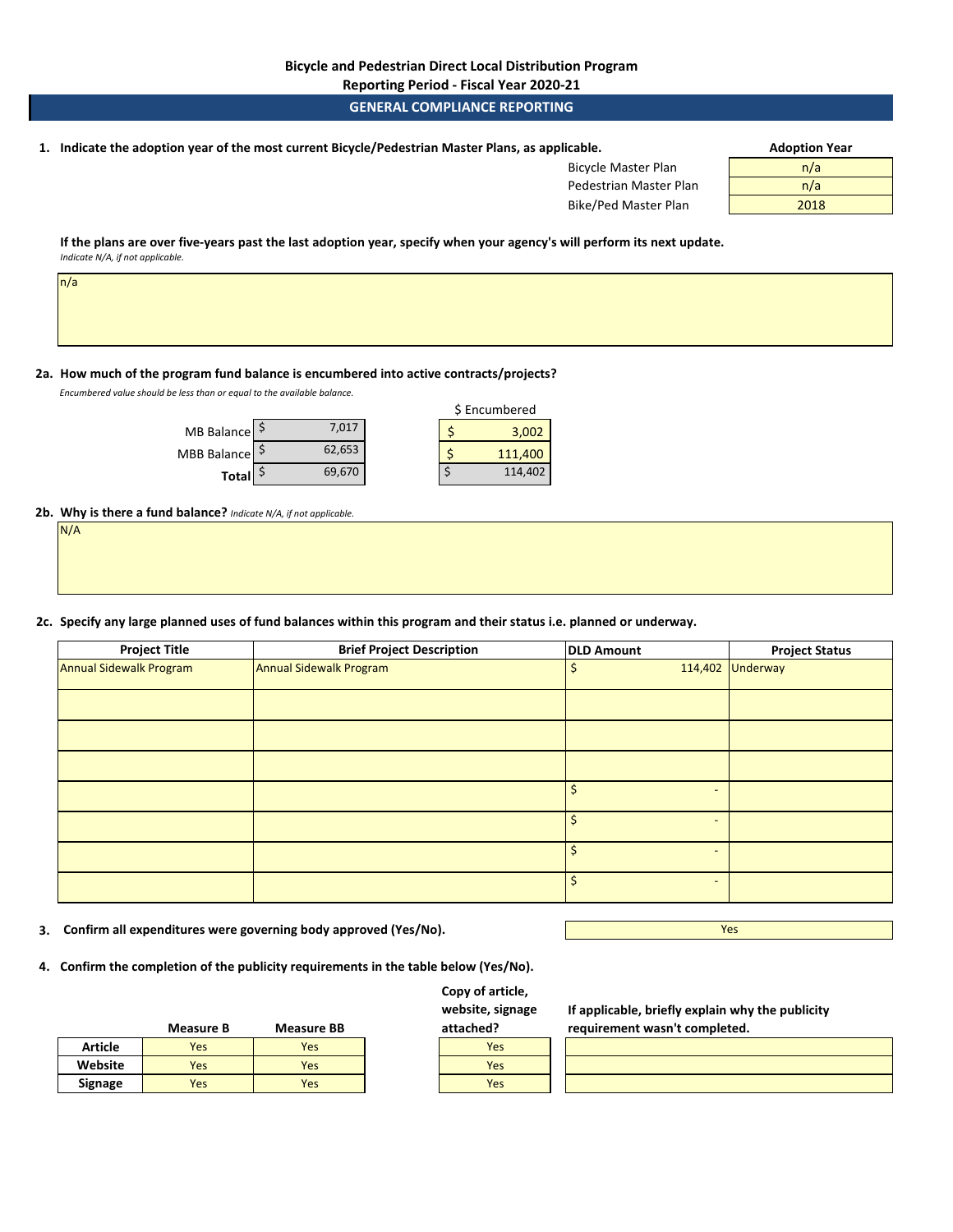**Bicycle and Pedestrian Direct Local Distribution Program**

**Reporting Period - Fiscal Year 2020-21**

## GENERAL COMPLIANCE REPORTING

**1. Indicate the adoption year of the most current Bicycle/Pedestrian Master Plans, as applicable.**

| | Adoption Year |
|---|---|
| Bicycle Master Plan | n/a |
| Pedestrian Master Plan | n/a |
| Bike/Ped Master Plan | 2018 |

**If the plans are over five-years past the last adoption year, specify when your agency's will perform its next update.**
*Indicate N/A, if not applicable.*

n/a

**2a. How much of the program fund balance is encumbered into active contracts/projects?**
*Encumbered value should be less than or equal to the available balance.*

| | Balance | $ Encumbered |
|---|---|---|
| MB Balance | $ 7,017 | $ 3,002 |
| MBB Balance | $ 62,653 | $ 111,400 |
| **Total** | $ 69,670 | $ 114,402 |

**2b. Why is there a fund balance?** *Indicate N/A, if not applicable.*

N/A

**2c. Specify any large planned uses of fund balances within this program and their status i.e. planned or underway.**

| Project Title | Brief Project Description | DLD Amount | Project Status |
|---|---|---|---|
| Annual Sidewalk Program | Annual Sidewalk Program | $ 114,402 | Underway |
| | | | |
| | | | |
| | | | |
| | | $ - | |
| | | $ - | |
| | | $ - | |
| | | $ - | |

**3. Confirm all expenditures were governing body approved (Yes/No).** Yes

**4. Confirm the completion of the publicity requirements in the table below (Yes/No).**

| | Measure B | Measure BB | Copy of article, website, signage attached? | If applicable, briefly explain why the publicity requirement wasn't completed. |
|---|---|---|---|---|
| **Article** | Yes | Yes | Yes | |
| **Website** | Yes | Yes | Yes | |
| **Signage** | Yes | Yes | Yes | |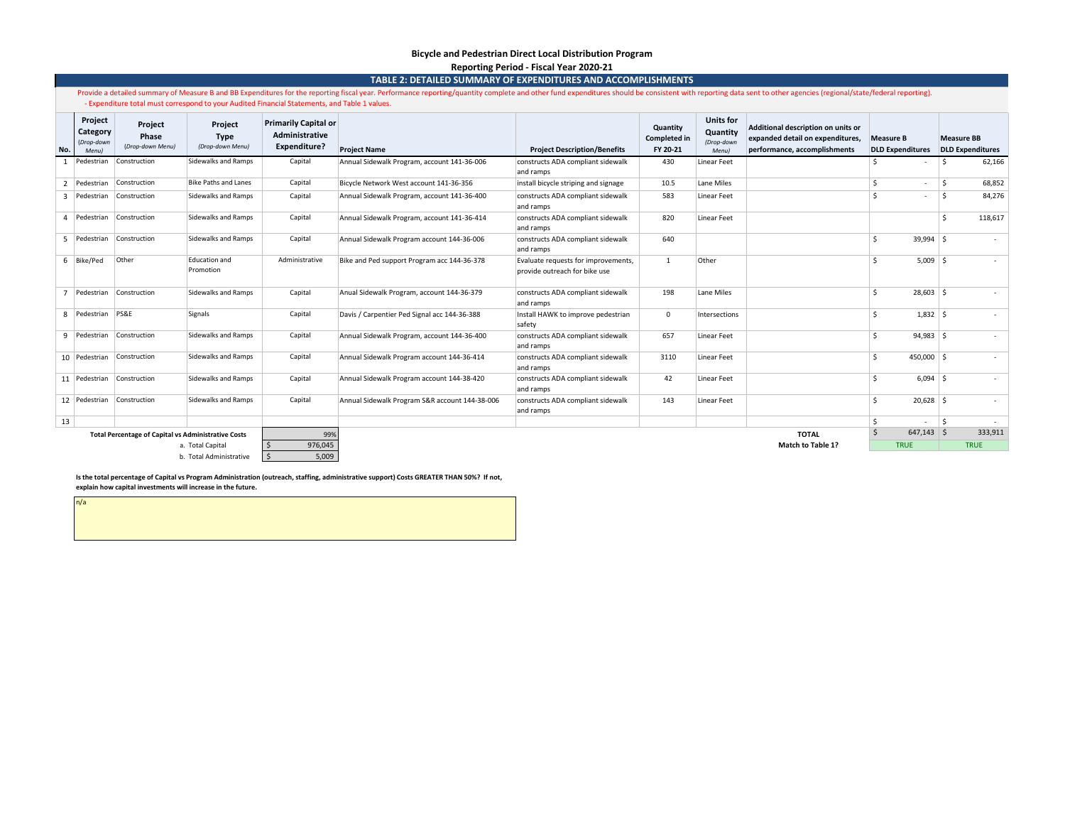**Bicycle and Pedestrian Direct Local Distribution Program**

**Reporting Period - Fiscal Year 2020-21**

## TABLE 2: DETAILED SUMMARY OF EXPENDITURES AND ACCOMPLISHMENTS

Provide a detailed summary of Measure B and BB Expenditures for the reporting fiscal year. Performance reporting/quantity complete and other fund expenditures should be consistent with reporting data sent to other agencies (regional/state/federal reporting).
- Expenditure total must correspond to your Audited Financial Statements, and Table 1 values.

| No. | Project Category *(Drop-down Menu)* | Project Phase *(Drop-down Menu)* | Project Type *(Drop-down Menu)* | Primarily Capital or Administrative Expenditure? | Project Name | Project Description/Benefits | Quantity Completed in FY 20-21 | Units for Quantity *(Drop-down Menu)* | Additional description on units or expanded detail on expenditures, performance, accomplishments | Measure B DLD Expenditures | Measure BB DLD Expenditures |
|---|---|---|---|---|---|---|---|---|---|---|---|
| 1 | Pedestrian | Construction | Sidewalks and Ramps | Capital | Annual Sidewalk Program, account 141-36-006 | constructs ADA compliant sidewalk and ramps | 430 | Linear Feet | | $ - | $ 62,166 |
| 2 | Pedestrian | Construction | Bike Paths and Lanes | Capital | Bicycle Network West account 141-36-356 | install bicycle striping and signage | 10.5 | Lane Miles | | $ - | $ 68,852 |
| 3 | Pedestrian | Construction | Sidewalks and Ramps | Capital | Annual Sidewalk Program, account 141-36-400 | constructs ADA compliant sidewalk and ramps | 583 | Linear Feet | | $ - | $ 84,276 |
| 4 | Pedestrian | Construction | Sidewalks and Ramps | Capital | Annual Sidewalk Program, account 141-36-414 | constructs ADA compliant sidewalk and ramps | 820 | Linear Feet | | | $ 118,617 |
| 5 | Pedestrian | Construction | Sidewalks and Ramps | Capital | Annual Sidewalk Program account 144-36-006 | constructs ADA compliant sidewalk and ramps | 640 | | | $ 39,994 | $ - |
| 6 | Bike/Ped | Other | Education and Promotion | Administrative | Bike and Ped support Program acc 144-36-378 | Evaluate requests for improvements, provide outreach for bike use | 1 | Other | | $ 5,009 | $ - |
| 7 | Pedestrian | Construction | Sidewalks and Ramps | Capital | Anual Sidewalk Program, account 144-36-379 | constructs ADA compliant sidewalk and ramps | 198 | Lane Miles | | $ 28,603 | $ - |
| 8 | Pedestrian | PS&E | Signals | Capital | Davis / Carpentier Ped Signal acc 144-36-388 | Install HAWK to improve pedestrian safety | 0 | Intersections | | $ 1,832 | $ - |
| 9 | Pedestrian | Construction | Sidewalks and Ramps | Capital | Annual Sidewalk Program, account 144-36-400 | constructs ADA compliant sidewalk and ramps | 657 | Linear Feet | | $ 94,983 | $ - |
| 10 | Pedestrian | Construction | Sidewalks and Ramps | Capital | Annual Sidewalk Program account 144-36-414 | constructs ADA compliant sidewalk and ramps | 3110 | Linear Feet | | $ 450,000 | $ - |
| 11 | Pedestrian | Construction | Sidewalks and Ramps | Capital | Annual Sidewalk Program account 144-38-420 | constructs ADA compliant sidewalk and ramps | 42 | Linear Feet | | $ 6,094 | $ - |
| 12 | Pedestrian | Construction | Sidewalks and Ramps | Capital | Annual Sidewalk Program S&R account 144-38-006 | constructs ADA compliant sidewalk and ramps | 143 | Linear Feet | | $ 20,628 | $ - |
| 13 | | | | | | | | | | $ - | $ - |
| | | | | | | | | | **TOTAL** | $ 647,143 | $ 333,911 |
| | | | | | | | | | **Match to Table 1?** | TRUE | TRUE |

| **Total Percentage of Capital vs Administrative Costs** | 99% |
|---|---|
| a. Total Capital | $ 976,045 |
| b. Total Administrative | $ 5,009 |

**Is the total percentage of Capital vs Program Administration (outreach, staffing, administrative support) Costs GREATER THAN 50%? If not, explain how capital investments will increase in the future.**

n/a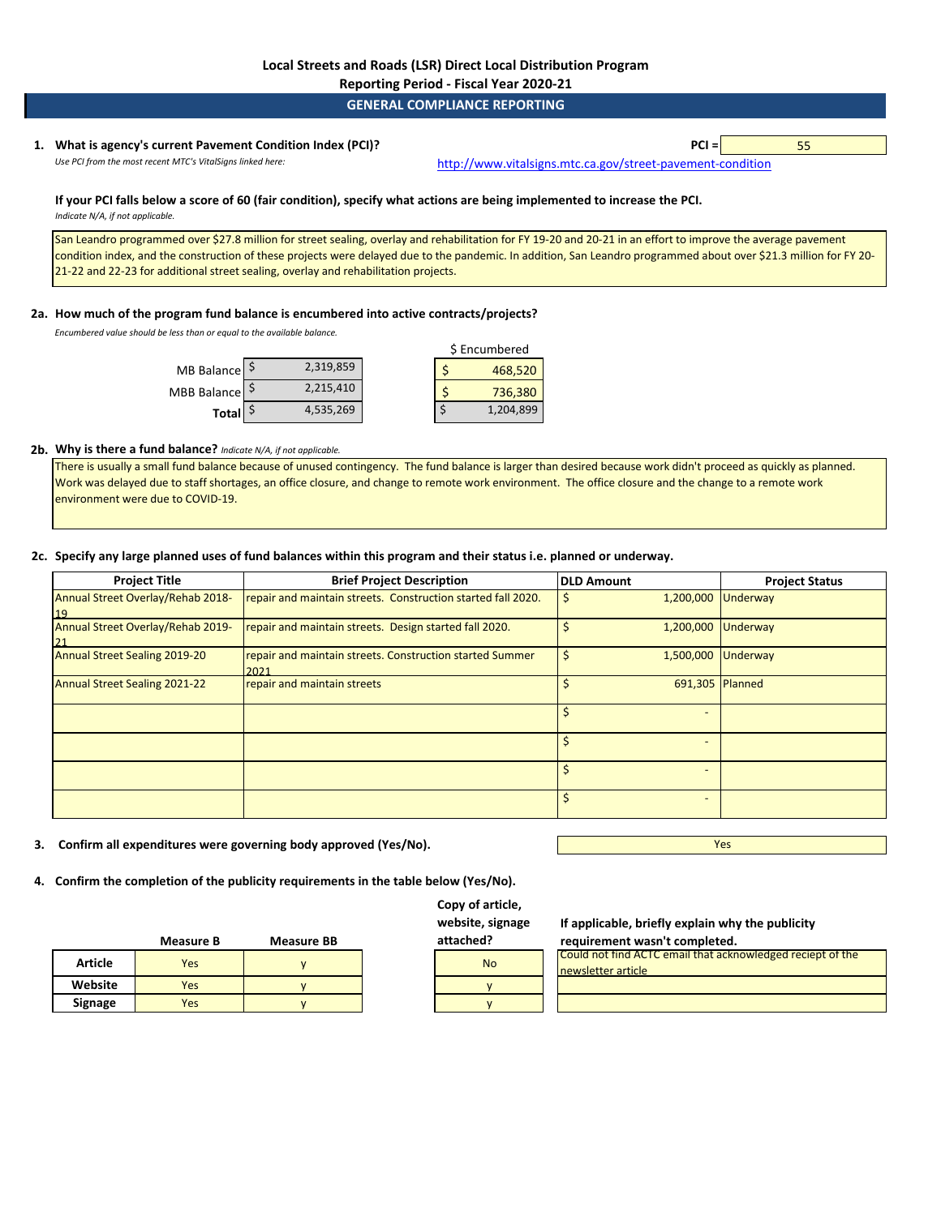## Local Streets and Roads (LSR) Direct Local Distribution Program

### Reporting Period - Fiscal Year 2020-21

### GENERAL COMPLIANCE REPORTING

**1. What is agency's current Pavement Condition Index (PCI)?** **PCI =** 55

*Use PCI from the most recent MTC's VitalSigns linked here:* http://www.vitalsigns.mtc.ca.gov/street-pavement-condition

**If your PCI falls below a score of 60 (fair condition), specify what actions are being implemented to increase the PCI.**
*Indicate N/A, if not applicable.*

San Leandro programmed over $27.8 million for street sealing, overlay and rehabilitation for FY 19-20 and 20-21 in an effort to improve the average pavement condition index, and the construction of these projects were delayed due to the pandemic. In addition, San Leandro programmed about over $21.3 million for FY 20-21-22 and 22-23 for additional street sealing, overlay and rehabilitation projects.

**2a. How much of the program fund balance is encumbered into active contracts/projects?**
*Encumbered value should be less than or equal to the available balance.*

| | Balance | $ Encumbered |
|---|---|---|
| MB Balance | $ 2,319,859 | $ 468,520 |
| MBB Balance | $ 2,215,410 | $ 736,380 |
| **Total** | $ 4,535,269 | $ 1,204,899 |

**2b. Why is there a fund balance?** *Indicate N/A, if not applicable.*

There is usually a small fund balance because of unused contingency. The fund balance is larger than desired because work didn't proceed as quickly as planned. Work was delayed due to staff shortages, an office closure, and change to remote work environment. The office closure and the change to a remote work environment were due to COVID-19.

**2c. Specify any large planned uses of fund balances within this program and their status i.e. planned or underway.**

| Project Title | Brief Project Description | DLD Amount | Project Status |
|---|---|---|---|
| Annual Street Overlay/Rehab 2018-19 | repair and maintain streets. Construction started fall 2020. | $ 1,200,000 | Underway |
| Annual Street Overlay/Rehab 2019-21 | repair and maintain streets. Design started fall 2020. | $ 1,200,000 | Underway |
| Annual Street Sealing 2019-20 | repair and maintain streets. Construction started Summer 2021 | $ 1,500,000 | Underway |
| Annual Street Sealing 2021-22 | repair and maintain streets | $ 691,305 | Planned |
| | | $ - | |
| | | $ - | |
| | | $ - | |
| | | $ - | |

**3. Confirm all expenditures were governing body approved (Yes/No).** Yes

**4. Confirm the completion of the publicity requirements in the table below (Yes/No).**

| | Measure B | Measure BB | Copy of article, website, signage attached? | If applicable, briefly explain why the publicity requirement wasn't completed. |
|---|---|---|---|---|
| **Article** | Yes | y | No | Could not find ACTC email that acknowledged reciept of the newsletter article |
| **Website** | Yes | y | y | |
| **Signage** | Yes | y | y | |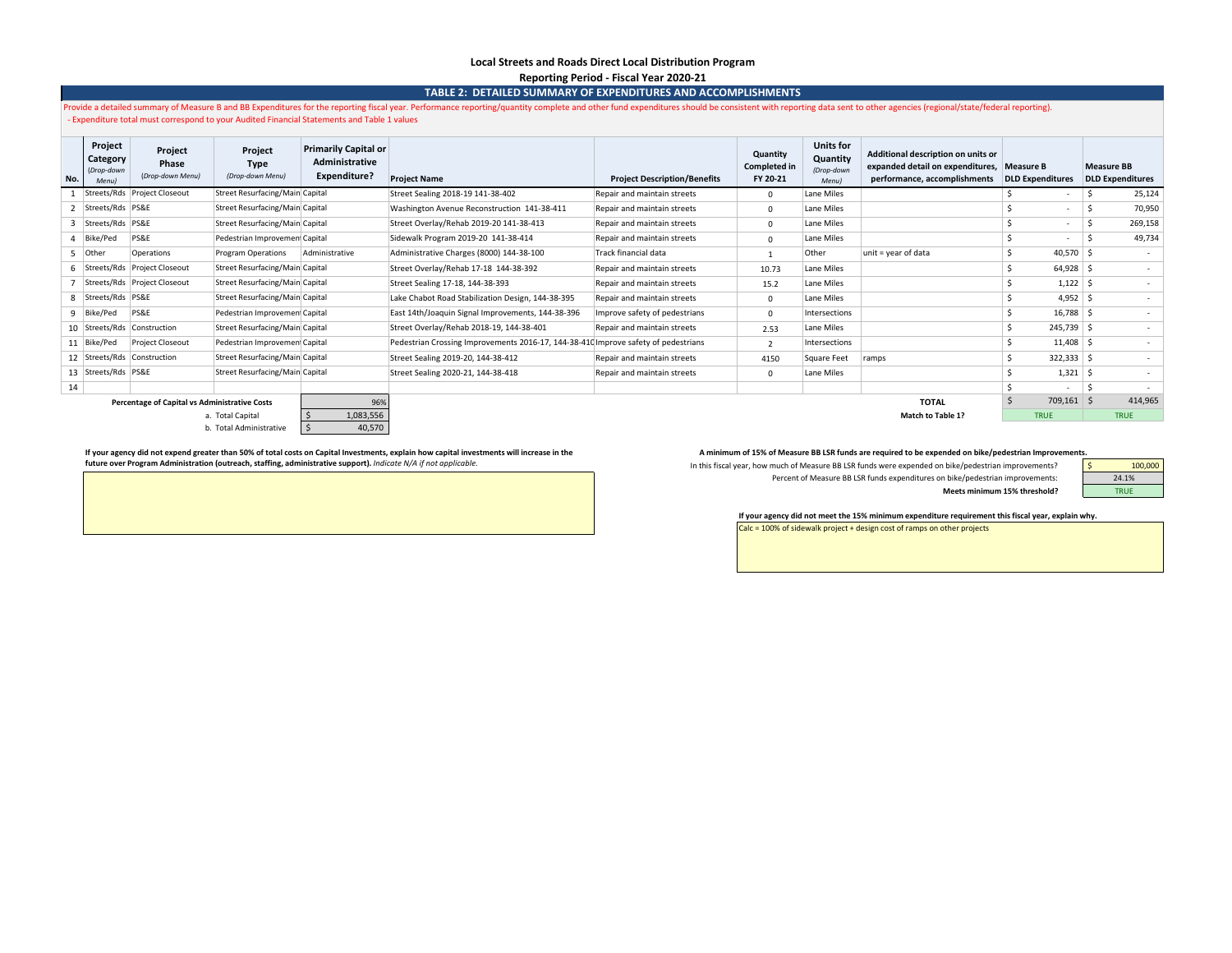## Local Streets and Roads Direct Local Distribution Program

**Reporting Period - Fiscal Year 2020-21**

### TABLE 2: DETAILED SUMMARY OF EXPENDITURES AND ACCOMPLISHMENTS

Provide a detailed summary of Measure B and BB Expenditures for the reporting fiscal year. Performance reporting/quantity complete and other fund expenditures should be consistent with reporting data sent to other agencies (regional/state/federal reporting).
- Expenditure total must correspond to your Audited Financial Statements and Table 1 values

| No. | Project Category *(Drop-down Menu)* | Project Phase *(Drop-down Menu)* | Project Type *(Drop-down Menu)* | Primarily Capital or Administrative Expenditure? | Project Name | Project Description/Benefits | Quantity Completed in FY 20-21 | Units for Quantity *(Drop-down Menu)* | Additional description on units or expanded detail on expenditures, performance, accomplishments | Measure B DLD Expenditures | Measure BB DLD Expenditures |
|---|---|---|---|---|---|---|---|---|---|---|---|
| 1 | Streets/Rds | Project Closeout | Street Resurfacing/Main | Capital | Street Sealing 2018-19 141-38-402 | Repair and maintain streets | 0 | Lane Miles | | $ - | $ 25,124 |
| 2 | Streets/Rds | PS&E | Street Resurfacing/Main | Capital | Washington Avenue Reconstruction 141-38-411 | Repair and maintain streets | 0 | Lane Miles | | $ - | $ 70,950 |
| 3 | Streets/Rds | PS&E | Street Resurfacing/Main | Capital | Street Overlay/Rehab 2019-20 141-38-413 | Repair and maintain streets | 0 | Lane Miles | | $ - | $ 269,158 |
| 4 | Bike/Ped | PS&E | Pedestrian Improvement | Capital | Sidewalk Program 2019-20 141-38-414 | Repair and maintain streets | 0 | Lane Miles | | $ - | $ 49,734 |
| 5 | Other | Operations | Program Operations | Administrative | Administrative Charges (8000) 144-38-100 | Track financial data | 1 | Other | unit = year of data | $ 40,570 | $ - |
| 6 | Streets/Rds | Project Closeout | Street Resurfacing/Main | Capital | Street Overlay/Rehab 17-18 144-38-392 | Repair and maintain streets | 10.73 | Lane Miles | | $ 64,928 | $ - |
| 7 | Streets/Rds | Project Closeout | Street Resurfacing/Main | Capital | Street Sealing 17-18, 144-38-393 | Repair and maintain streets | 15.2 | Lane Miles | | $ 1,122 | $ - |
| 8 | Streets/Rds | PS&E | Street Resurfacing/Main | Capital | Lake Chabot Road Stabilization Design, 144-38-395 | Repair and maintain streets | 0 | Lane Miles | | $ 4,952 | $ - |
| 9 | Bike/Ped | PS&E | Pedestrian Improvement | Capital | East 14th/Joaquin Signal Improvements, 144-38-396 | Improve safety of pedestrians | 0 | Intersections | | $ 16,788 | $ - |
| 10 | Streets/Rds | Construction | Street Resurfacing/Main | Capital | Street Overlay/Rehab 2018-19, 144-38-401 | Repair and maintain streets | 2.53 | Lane Miles | | $ 245,739 | $ - |
| 11 | Bike/Ped | Project Closeout | Pedestrian Improvement | Capital | Pedestrian Crossing Improvements 2016-17, 144-38-410 | Improve safety of pedestrians | 2 | Intersections | | $ 11,408 | $ - |
| 12 | Streets/Rds | Construction | Street Resurfacing/Main | Capital | Street Sealing 2019-20, 144-38-412 | Repair and maintain streets | 4150 | Square Feet | ramps | $ 322,333 | $ - |
| 13 | Streets/Rds | PS&E | Street Resurfacing/Main | Capital | Street Sealing 2020-21, 144-38-418 | Repair and maintain streets | 0 | Lane Miles | | $ 1,321 | $ - |
| 14 | | | | | | | | | | $ - | $ - |
| | | | | | | | | | **TOTAL** | $ 709,161 | $ 414,965 |
| | | | | | | | | | **Match to Table 1?** | TRUE | TRUE |

| **Percentage of Capital vs Administrative Costs** | 96% |
|---|---|
| a. Total Capital | $ 1,083,556 |
| b. Total Administrative | $ 40,570 |

**If your agency did not expend greater than 50% of total costs on Capital Investments, explain how capital investments will increase in the future over Program Administration (outreach, staffing, administrative support).** *Indicate N/A if not applicable.*

**A minimum of 15% of Measure BB LSR funds are required to be expended on bike/pedestrian Improvements.**

| | |
|---|---|
| In this fiscal year, how much of Measure BB LSR funds were expended on bike/pedestrian improvements? | $ 100,000 |
| Percent of Measure BB LSR funds expenditures on bike/pedestrian improvements: | 24.1% |
| **Meets minimum 15% threshold?** | TRUE |

**If your agency did not meet the 15% minimum expenditure requirement this fiscal year, explain why.**

Calc = 100% of sidewalk project + design cost of ramps on other projects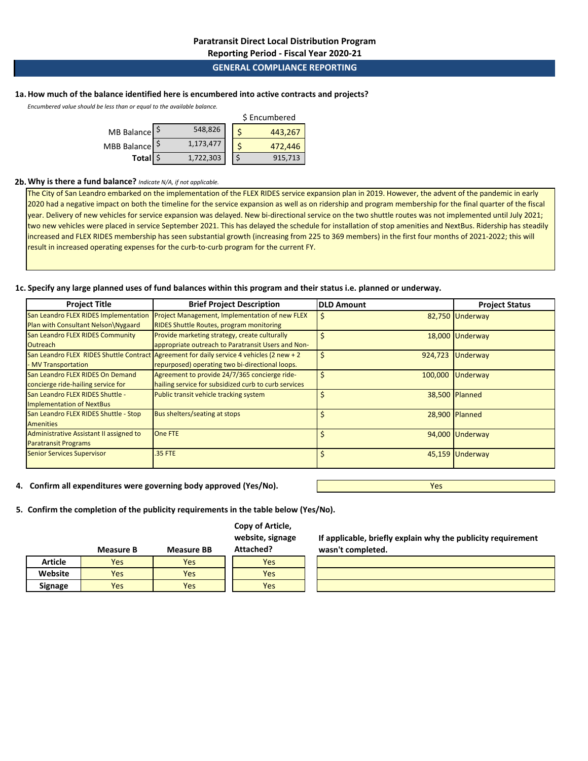## Paratransit Direct Local Distribution Program

## Reporting Period - Fiscal Year 2020-21

## GENERAL COMPLIANCE REPORTING

**1a. How much of the balance identified here is encumbered into active contracts and projects?**

*Encumbered value should be less than or equal to the available balance.*

| | | $ Encumbered |
|---|---|---|
| MB Balance | $ 548,826 | $ 443,267 |
| MBB Balance | $ 1,173,477 | $ 472,446 |
| **Total** | $ 1,722,303 | $ 915,713 |

**2b. Why is there a fund balance?** *Indicate N/A, if not applicable.*

The City of San Leandro embarked on the implementation of the FLEX RIDES service expansion plan in 2019. However, the advent of the pandemic in early 2020 had a negative impact on both the timeline for the service expansion as well as on ridership and program membership for the final quarter of the fiscal year. Delivery of new vehicles for service expansion was delayed. New bi-directional service on the two shuttle routes was not implemented until July 2021; two new vehicles were placed in service September 2021. This has delayed the schedule for installation of stop amenities and NextBus. Ridership has steadily increased and FLEX RIDES membership has seen substantial growth (increasing from 225 to 369 members) in the first four months of 2021-2022; this will result in increased operating expenses for the curb-to-curb program for the current FY.

**1c. Specify any large planned uses of fund balances within this program and their status i.e. planned or underway.**

| Project Title | Brief Project Description | DLD Amount | Project Status |
|---|---|---|---|
| San Leandro FLEX RIDES Implementation Plan with Consultant Nelson\Nygaard | Project Management, Implementation of new FLEX RIDES Shuttle Routes, program monitoring | $ 82,750 | Underway |
| San Leandro FLEX RIDES Community Outreach | Provide marketing strategy, create culturally appropriate outreach to Paratransit Users and Non- | $ 18,000 | Underway |
| San Leandro FLEX RIDES Shuttle Contract - MV Transportation | Agreement for daily service 4 vehicles (2 new + 2 repurposed) operating two bi-directional loops. | $ 924,723 | Underway |
| San Leandro FLEX RIDES On Demand concierge ride-hailing service for | Agreement to provide 24/7/365 concierge ride-hailing service for subsidized curb to curb services | $ 100,000 | Underway |
| San Leandro FLEX RIDES Shuttle - Implementation of NextBus | Public transit vehicle tracking system | $ 38,500 | Planned |
| San Leandro FLEX RIDES Shuttle - Stop Amenities | Bus shelters/seating at stops | $ 28,900 | Planned |
| Administrative Assistant II assigned to Paratransit Programs | One FTE | $ 94,000 | Underway |
| Senior Services Supervisor | .35 FTE | $ 45,159 | Underway |

**4. Confirm all expenditures were governing body approved (Yes/No).** Yes

**5. Confirm the completion of the publicity requirements in the table below (Yes/No).**

| | Measure B | Measure BB | Copy of Article, website, signage Attached? | If applicable, briefly explain why the publicity requirement wasn't completed. |
|---|---|---|---|---|
| **Article** | Yes | Yes | Yes | |
| **Website** | Yes | Yes | Yes | |
| **Signage** | Yes | Yes | Yes | |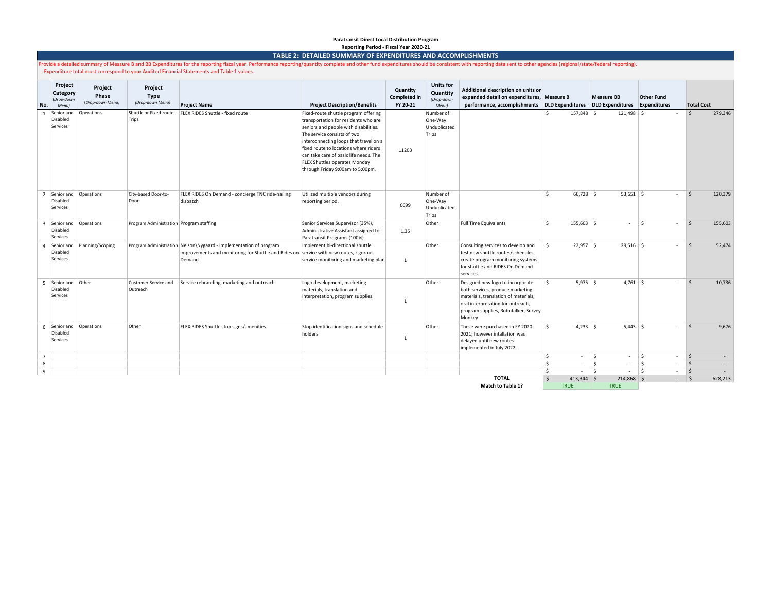**Paratransit Direct Local Distribution Program**

**Reporting Period - Fiscal Year 2020-21**

## TABLE 2: DETAILED SUMMARY OF EXPENDITURES AND ACCOMPLISHMENTS

Provide a detailed summary of Measure B and BB Expenditures for the reporting fiscal year. Performance reporting/quantity complete and other fund expenditures should be consistent with reporting data sent to other agencies (regional/state/federal reporting).
- Expenditure total must correspond to your Audited Financial Statements and Table 1 values.

| No. | Project Category *(Drop-down Menu)* | Project Phase *(Drop-down Menu)* | Project Type *(Drop-down Menu)* | Project Name | Project Description/Benefits | Quantity Completed in FY 20-21 | Units for Quantity *(Drop-down Menu)* | Additional description on units or expanded detail on expenditures, performance, accomplishments | Measure B DLD Expenditures | Measure BB DLD Expenditures | Other Fund Expenditures | Total Cost |
|---|---|---|---|---|---|---|---|---|---|---|---|---|
| 1 | Senior and Disabled Services | Operations | Shuttle or Fixed-route Trips | FLEX RIDES Shuttle - fixed route | Fixed-route shuttle program offering transportation for residents who are seniors and people with disabilities. The service consists of two interconnecting loops that travel on a fixed route to locations where riders can take care of basic life needs. The FLEX Shuttles operates Monday through Friday 9:00am to 5:00pm. | 11203 | Number of One-Way Unduplicated Trips | | $ 157,848 | $ 121,498 | $ - | $ 279,346 |
| 2 | Senior and Disabled Services | Operations | City-based Door-to-Door | FLEX RIDES On Demand - concierge TNC ride-hailing dispatch | Utilized multiple vendors during reporting period. | 6699 | Number of One-Way Unduplicated Trips | | $ 66,728 | $ 53,651 | $ - | $ 120,379 |
| 3 | Senior and Disabled Services | Operations | Program Administration | Program staffing | Senior Services Supervisor (35%), Administrative Assistant assigned to Paratransit Programs (100%) | 1.35 | Other | Full Time Equivalents | $ 155,603 | $ - | $ - | $ 155,603 |
| 4 | Senior and Disabled Services | Planning/Scoping | Program Administration | Nelson\Nygaard - Implementation of program improvements and monitoring for Shuttle and Rides on Demand | Implement bi-directional shuttle service with new routes, rigorous service monitoring and marketing plan | 1 | Other | Consulting services to develop and test new shuttle routes/schedules, create program monitoring systems for shuttle and RIDES On Demand services. | $ 22,957 | $ 29,516 | $ - | $ 52,474 |
| 5 | Senior and Disabled Services | Other | Customer Service and Outreach | Service rebranding, marketing and outreach | Logo development, marketing materials, translation and interpretation, program supplies | 1 | Other | Designed new logo to incorporate both services, produce marketing materials, translation of materials, oral interpretation for outreach, program supplies, Robotalker, Survey Monkey | $ 5,975 | $ 4,761 | $ - | $ 10,736 |
| 6 | Senior and Disabled Services | Operations | Other | FLEX RIDES Shuttle stop signs/amenities | Stop identification signs and schedule holders | 1 | Other | These were purchased in FY 2020-2021; however intallation was delayed until new routes implemented in July 2022. | $ 4,233 | $ 5,443 | $ - | $ 9,676 |
| 7 | | | | | | | | | $ - | $ - | $ - | $ - |
| 8 | | | | | | | | | $ - | $ - | $ - | $ - |
| 9 | | | | | | | | | $ - | $ - | $ - | $ - |
| | | | | | | | | **TOTAL** | $ 413,344 | $ 214,868 | $ - | $ 628,213 |
| | | | | | | | | **Match to Table 1?** | TRUE | TRUE | | |